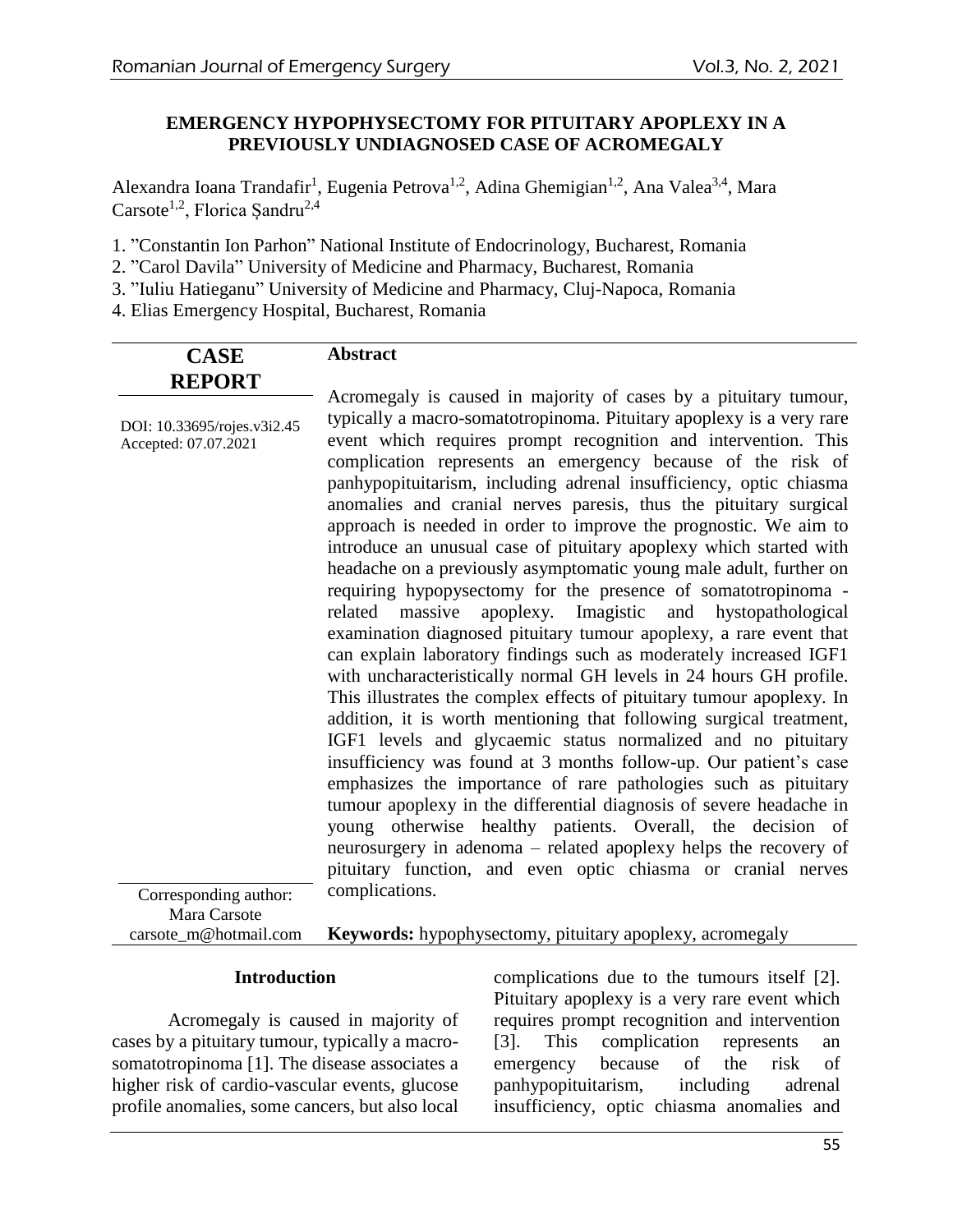# EMERGENCY HYPOPHYSECTOMY FOR PITUITARY APOPLEXY IN A PREVIOUSLY UNDIAGNOSED CASE OF ACROMEGALY

Alexandra Ioana Trandafir[1], Eugenia Petrova[1,2], Adina Ghemigian[1,2], Ana Valea[3,4], Mara Carsote[1,2], Florica Șandru[2,4]

1. "Constantin Ion Parhon" National Institute of Endocrinology, Bucharest, Romania
2. "Carol Davila" University of Medicine and Pharmacy, Bucharest, Romania
3. "Iuliu Hatieganu" University of Medicine and Pharmacy, Cluj-Napoca, Romania
4. Elias Emergency Hospital, Bucharest, Romania

**CASE REPORT**

DOI: 10.33695/rojes.v3i2.45
Accepted: 07.07.2021

Corresponding author:
Mara Carsote
carsote_m@hotmail.com

## Abstract

Acromegaly is caused in majority of cases by a pituitary tumour, typically a macro-somatotropinoma. Pituitary apoplexy is a very rare event which requires prompt recognition and intervention. This complication represents an emergency because of the risk of panhypopituitarism, including adrenal insufficiency, optic chiasma anomalies and cranial nerves paresis, thus the pituitary surgical approach is needed in order to improve the prognostic. We aim to introduce an unusual case of pituitary apoplexy which started with headache on a previously asymptomatic young male adult, further on requiring hypopysectomy for the presence of somatotropinoma - related massive apoplexy. Imagistic and hystopathological examination diagnosed pituitary tumour apoplexy, a rare event that can explain laboratory findings such as moderately increased IGF1 with uncharacteristically normal GH levels in 24 hours GH profile. This illustrates the complex effects of pituitary tumour apoplexy. In addition, it is worth mentioning that following surgical treatment, IGF1 levels and glycaemic status normalized and no pituitary insufficiency was found at 3 months follow-up. Our patient's case emphasizes the importance of rare pathologies such as pituitary tumour apoplexy in the differential diagnosis of severe headache in young otherwise healthy patients. Overall, the decision of neurosurgery in adenoma – related apoplexy helps the recovery of pituitary function, and even optic chiasma or cranial nerves complications.

**Keywords:** hypophysectomy, pituitary apoplexy, acromegaly

## Introduction

Acromegaly is caused in majority of cases by a pituitary tumour, typically a macro-somatotropinoma [1]. The disease associates a higher risk of cardio-vascular events, glucose profile anomalies, some cancers, but also local complications due to the tumours itself [2]. Pituitary apoplexy is a very rare event which requires prompt recognition and intervention [3]. This complication represents an emergency because of the risk of panhypopituitarism, including adrenal insufficiency, optic chiasma anomalies and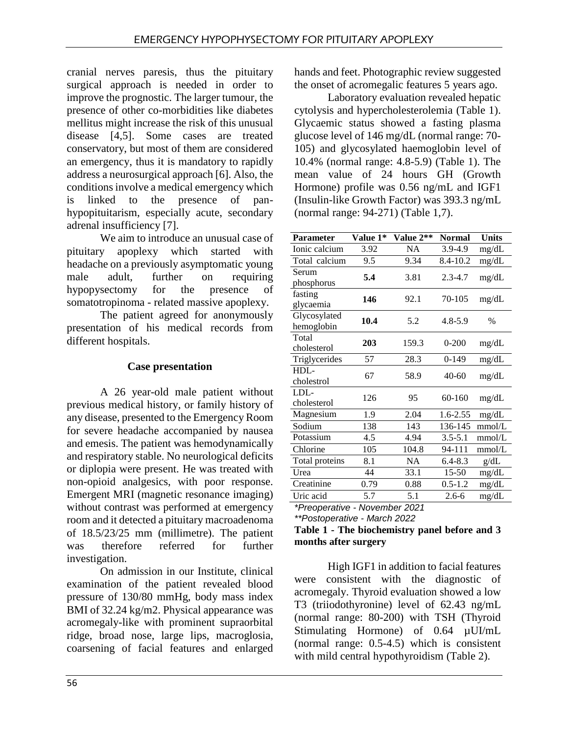cranial nerves paresis, thus the pituitary surgical approach is needed in order to improve the prognostic. The larger tumour, the presence of other co-morbidities like diabetes mellitus might increase the risk of this unusual disease [4,5]. Some cases are treated conservatory, but most of them are considered an emergency, thus it is mandatory to rapidly address a neurosurgical approach [6]. Also, the conditions involve a medical emergency which is linked to the presence of pan-hypopituitarism, especially acute, secondary adrenal insufficiency [7].

We aim to introduce an unusual case of pituitary apoplexy which started with headache on a previously asymptomatic young male adult, further on requiring hypopysectomy for the presence of somatotropinoma - related massive apoplexy.

The patient agreed for anonymously presentation of his medical records from different hospitals.

## Case presentation

A 26 year-old male patient without previous medical history, or family history of any disease, presented to the Emergency Room for severe headache accompanied by nausea and emesis. The patient was hemodynamically and respiratory stable. No neurological deficits or diplopia were present. He was treated with non-opioid analgesics, with poor response. Emergent MRI (magnetic resonance imaging) without contrast was performed at emergency room and it detected a pituitary macroadenoma of 18.5/23/25 mm (millimetre). The patient was therefore referred for further investigation.

On admission in our Institute, clinical examination of the patient revealed blood pressure of 130/80 mmHg, body mass index BMI of 32.24 kg/m2. Physical appearance was acromegaly-like with prominent supraorbital ridge, broad nose, large lips, macroglosia, coarsening of facial features and enlarged hands and feet. Photographic review suggested the onset of acromegalic features 5 years ago.

Laboratory evaluation revealed hepatic cytolysis and hypercholesterolemia (Table 1). Glycaemic status showed a fasting plasma glucose level of 146 mg/dL (normal range: 70-105) and glycosylated haemoglobin level of 10.4% (normal range: 4.8-5.9) (Table 1). The mean value of 24 hours GH (Growth Hormone) profile was 0.56 ng/mL and IGF1 (Insulin-like Growth Factor) was 393.3 ng/mL (normal range: 94-271) (Table 1,7).

| Parameter | Value 1* | Value 2** | Normal | Units |
|---|---|---|---|---|
| Ionic calcium | 3.92 | NA | 3.9-4.9 | mg/dL |
| Total calcium | 9.5 | 9.34 | 8.4-10.2 | mg/dL |
| Serum phosphorus | **5.4** | 3.81 | 2.3-4.7 | mg/dL |
| fasting glycaemia | **146** | 92.1 | 70-105 | mg/dL |
| Glycosylated hemoglobin | **10.4** | 5.2 | 4.8-5.9 | % |
| Total cholesterol | **203** | 159.3 | 0-200 | mg/dL |
| Triglycerides | 57 | 28.3 | 0-149 | mg/dL |
| HDL-cholestrol | 67 | 58.9 | 40-60 | mg/dL |
| LDL-cholesterol | 126 | 95 | 60-160 | mg/dL |
| Magnesium | 1.9 | 2.04 | 1.6-2.55 | mg/dL |
| Sodium | 138 | 143 | 136-145 | mmol/L |
| Potassium | 4.5 | 4.94 | 3.5-5.1 | mmol/L |
| Chlorine | 105 | 104.8 | 94-111 | mmol/L |
| Total proteins | 8.1 | NA | 6.4-8.3 | g/dL |
| Urea | 44 | 33.1 | 15-50 | mg/dL |
| Creatinine | 0.79 | 0.88 | 0.5-1.2 | mg/dL |
| Uric acid | 5.7 | 5.1 | 2.6-6 | mg/dL |

*\*Preoperative - November 2021*

*\*\*Postoperative - March 2022*

**Table 1 - The biochemistry panel before and 3 months after surgery**

High IGF1 in addition to facial features were consistent with the diagnostic of acromegaly. Thyroid evaluation showed a low T3 (triiodothyronine) level of 62.43 ng/mL (normal range: 80-200) with TSH (Thyroid Stimulating Hormone) of 0.64 µUI/mL (normal range: 0.5-4.5) which is consistent with mild central hypothyroidism (Table 2).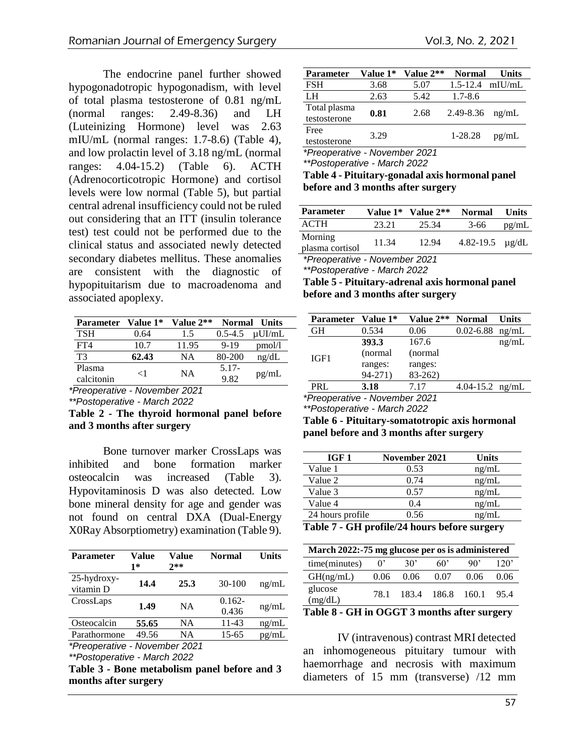The endocrine panel further showed hypogonadotropic hypogonadism, with level of total plasma testosterone of 0.81 ng/mL (normal ranges: 2.49-8.36) and LH (Luteinizing Hormone) level was 2.63 mIU/mL (normal ranges: 1.7-8.6) (Table 4), and low prolactin level of 3.18 ng/mL (normal ranges: 4.04-15.2) (Table 6). ACTH (Adrenocorticotropic Hormone) and cortisol levels were low normal (Table 5), but partial central adrenal insufficiency could not be ruled out considering that an ITT (insulin tolerance test) test could not be performed due to the clinical status and associated newly detected secondary diabetes mellitus. These anomalies are consistent with the diagnostic of hypopituitarism due to macroadenoma and associated apoplexy.

| Parameter | Value 1* | Value 2** | Normal | Units |
|---|---|---|---|---|
| TSH | 0.64 | 1.5 | 0.5-4.5 | μUI/mL |
| FT4 | 10.7 | 11.95 | 9-19 | pmol/l |
| T3 | **62.43** | NA | 80-200 | ng/dL |
| Plasma calcitonin | <1 | NA | 5.17-9.82 | pg/mL |

*Preoperative - November 2021*

*\*\*Postoperative - March 2022*

**Table 2 - The thyroid hormonal panel before and 3 months after surgery**

Bone turnover marker CrossLaps was inhibited and bone formation marker osteocalcin was increased (Table 3). Hypovitaminosis D was also detected. Low bone mineral density for age and gender was not found on central DXA (Dual-Energy X0Ray Absorptiometry) examination (Table 9).

| Parameter | Value 1* | Value 2** | Normal | Units |
|---|---|---|---|---|
| 25-hydroxy-vitamin D | **14.4** | **25.3** | 30-100 | ng/mL |
| CrossLaps | **1.49** | NA | 0.162-0.436 | ng/mL |
| Osteocalcin | **55.65** | NA | 11-43 | ng/mL |
| Parathormone | 49.56 | NA | 15-65 | pg/mL |

*Preoperative - November 2021*

*\*\*Postoperative - March 2022*

**Table 3 - Bone metabolism panel before and 3 months after surgery**

| Parameter | Value 1* | Value 2** | Normal | Units |
|---|---|---|---|---|
| FSH | 3.68 | 5.07 | 1.5-12.4 | mIU/mL |
| LH | 2.63 | 5.42 | 1.7-8.6 | |
| Total plasma testosterone | **0.81** | 2.68 | 2.49-8.36 | ng/mL |
| Free testosterone | 3.29 | | 1-28.28 | pg/mL |

*Preoperative - November 2021*

*\*\*Postoperative - March 2022*

**Table 4 - Pituitary-gonadal axis hormonal panel before and 3 months after surgery**

| Parameter | Value 1* | Value 2** | Normal | Units |
|---|---|---|---|---|
| ACTH | 23.21 | 25.34 | 3-66 | pg/mL |
| Morning plasma cortisol | 11.34 | 12.94 | 4.82-19.5 | μg/dL |

*Preoperative - November 2021*

*\*\*Postoperative - March 2022*

**Table 5 - Pituitary-adrenal axis hormonal panel before and 3 months after surgery**

| Parameter | Value 1* | Value 2** | Normal | Units |
|---|---|---|---|---|
| GH | 0.534 | 0.06 | 0.02-6.88 | ng/mL |
| IGF1 | **393.3** (normal ranges: 94-271) | 167.6 (normal ranges: 83-262) | | ng/mL |
| PRL | **3.18** | 7.17 | 4.04-15.2 | ng/mL |

*Preoperative - November 2021*

*\*\*Postoperative - March 2022*

**Table 6 - Pituitary-somatotropic axis hormonal panel before and 3 months after surgery**

| IGF 1 | November 2021 | Units |
|---|---|---|
| Value 1 | 0.53 | ng/mL |
| Value 2 | 0.74 | ng/mL |
| Value 3 | 0.57 | ng/mL |
| Value 4 | 0.4 | ng/mL |
| 24 hours profile | 0.56 | ng/mL |

**Table 7 - GH profile/24 hours before surgery**

| March 2022:-75 mg glucose per os is administered | | | | | |
|---|---|---|---|---|---|
| time(minutes) | 0' | 30' | 60' | 90' | 120' |
| GH(ng/mL) | 0.06 | 0.06 | 0.07 | 0.06 | 0.06 |
| glucose (mg/dL) | 78.1 | 183.4 | 186.8 | 160.1 | 95.4 |

**Table 8 - GH in OGGT 3 months after surgery**

IV (intravenous) contrast MRI detected an inhomogeneous pituitary tumour with haemorrhage and necrosis with maximum diameters of 15 mm (transverse) /12 mm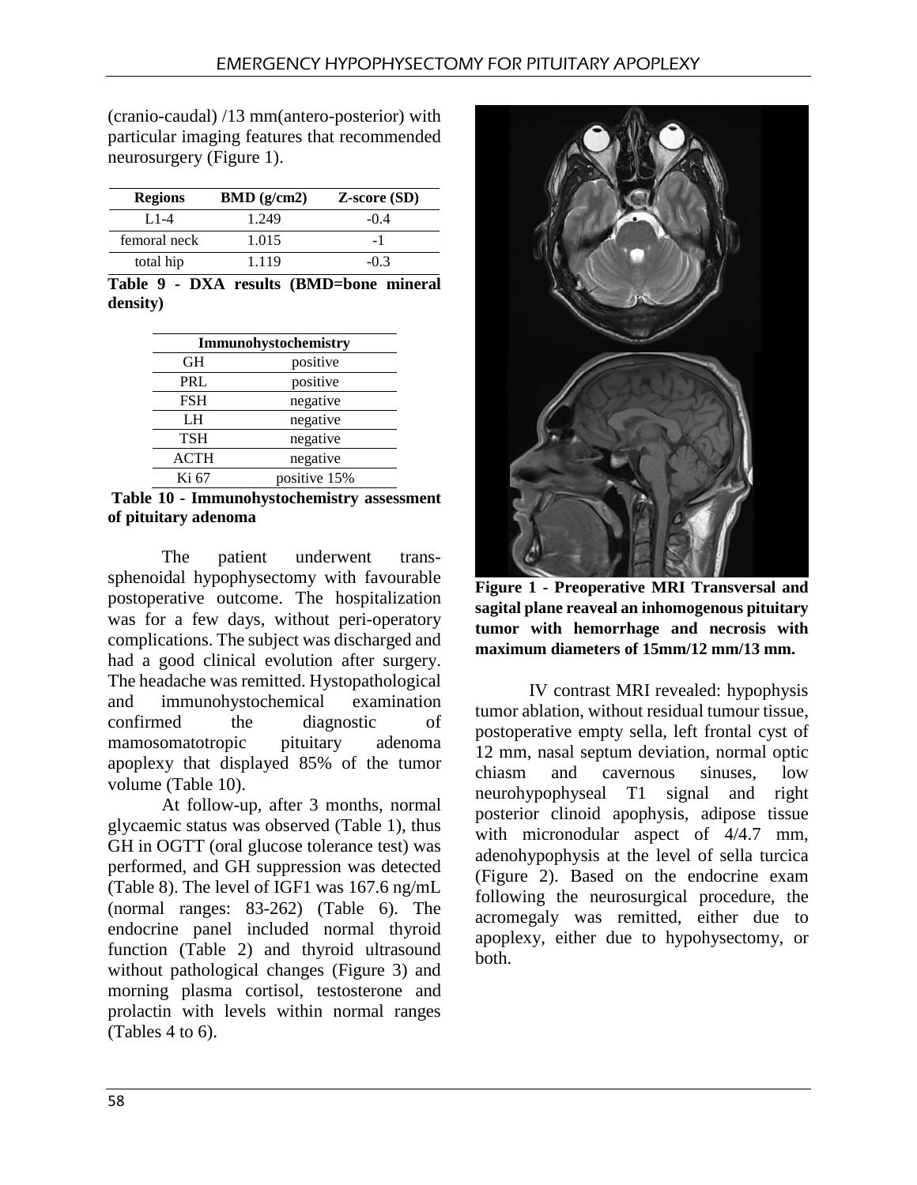(cranio-caudal) /13 mm(antero-posterior) with particular imaging features that recommended neurosurgery (Figure 1).

| Regions | BMD (g/cm2) | Z-score (SD) |
|---|---|---|
| L1-4 | 1.249 | -0.4 |
| femoral neck | 1.015 | -1 |
| total hip | 1.119 | -0.3 |

**Table 9 - DXA results (BMD=bone mineral density)**

| Immunohystochemistry | |
|---|---|
| GH | positive |
| PRL | positive |
| FSH | negative |
| LH | negative |
| TSH | negative |
| ACTH | negative |
| Ki 67 | positive 15% |

**Table 10 - Immunohystochemistry assessment of pituitary adenoma**

The patient underwent trans-sphenoidal hypophysectomy with favourable postoperative outcome. The hospitalization was for a few days, without peri-operatory complications. The subject was discharged and had a good clinical evolution after surgery. The headache was remitted. Hystopathological and immunohystochemical examination confirmed the diagnostic of mamosomatotropic pituitary adenoma apoplexy that displayed 85% of the tumor volume (Table 10).

At follow-up, after 3 months, normal glycaemic status was observed (Table 1), thus GH in OGTT (oral glucose tolerance test) was performed, and GH suppression was detected (Table 8). The level of IGF1 was 167.6 ng/mL (normal ranges: 83-262) (Table 6). The endocrine panel included normal thyroid function (Table 2) and thyroid ultrasound without pathological changes (Figure 3) and morning plasma cortisol, testosterone and prolactin with levels within normal ranges (Tables 4 to 6).

**Figure 1 - Preoperative MRI Transversal and sagital plane reaveal an inhomogenous pituitary tumor with hemorrhage and necrosis with maximum diameters of 15mm/12 mm/13 mm.**

IV contrast MRI revealed: hypophysis tumor ablation, without residual tumour tissue, postoperative empty sella, left frontal cyst of 12 mm, nasal septum deviation, normal optic chiasm and cavernous sinuses, low neurohypophyseal T1 signal and right posterior clinoid apophysis, adipose tissue with micronodular aspect of 4/4.7 mm, adenohypophysis at the level of sella turcica (Figure 2). Based on the endocrine exam following the neurosurgical procedure, the acromegaly was remitted, either due to apoplexy, either due to hypohysectomy, or both.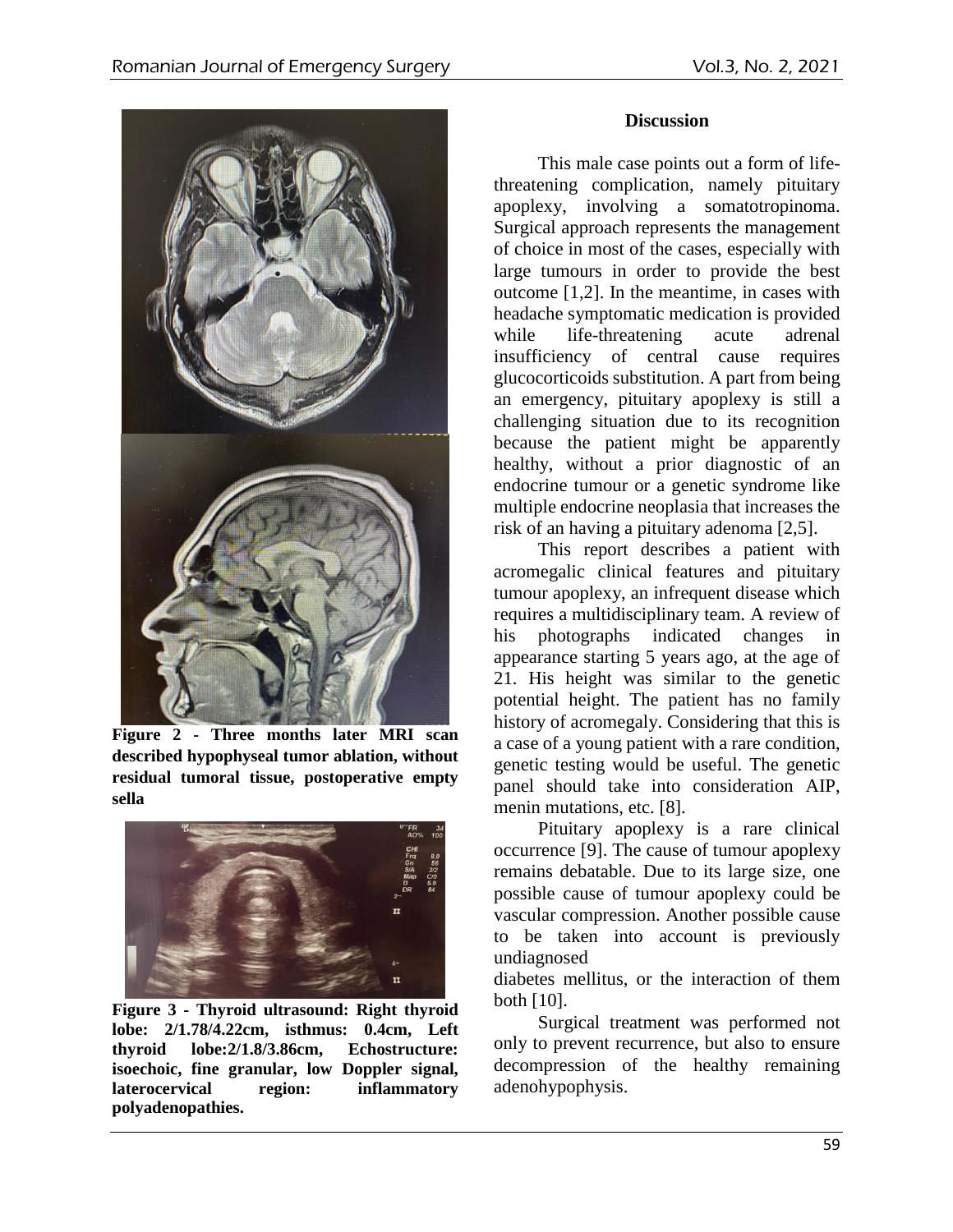Figure 2 - Three months later MRI scan described hypophyseal tumor ablation, without residual tumoral tissue, postoperative empty sella

Figure 3 - Thyroid ultrasound: Right thyroid lobe: 2/1.78/4.22cm, isthmus: 0.4cm, Left thyroid lobe:2/1.8/3.86cm, Echostructure: isoechoic, fine granular, low Doppler signal, laterocervical region: inflammatory polyadenopathies.

## Discussion

This male case points out a form of life-threatening complication, namely pituitary apoplexy, involving a somatotropinoma. Surgical approach represents the management of choice in most of the cases, especially with large tumours in order to provide the best outcome [1,2]. In the meantime, in cases with headache symptomatic medication is provided while life-threatening acute adrenal insufficiency of central cause requires glucocorticoids substitution. A part from being an emergency, pituitary apoplexy is still a challenging situation due to its recognition because the patient might be apparently healthy, without a prior diagnostic of an endocrine tumour or a genetic syndrome like multiple endocrine neoplasia that increases the risk of an having a pituitary adenoma [2,5].

This report describes a patient with acromegalic clinical features and pituitary tumour apoplexy, an infrequent disease which requires a multidisciplinary team. A review of his photographs indicated changes in appearance starting 5 years ago, at the age of 21. His height was similar to the genetic potential height. The patient has no family history of acromegaly. Considering that this is a case of a young patient with a rare condition, genetic testing would be useful. The genetic panel should take into consideration AIP, menin mutations, etc. [8].

Pituitary apoplexy is a rare clinical occurrence [9]. The cause of tumour apoplexy remains debatable. Due to its large size, one possible cause of tumour apoplexy could be vascular compression. Another possible cause to be taken into account is previously undiagnosed diabetes mellitus, or the interaction of them both [10].

Surgical treatment was performed not only to prevent recurrence, but also to ensure decompression of the healthy remaining adenohypophysis.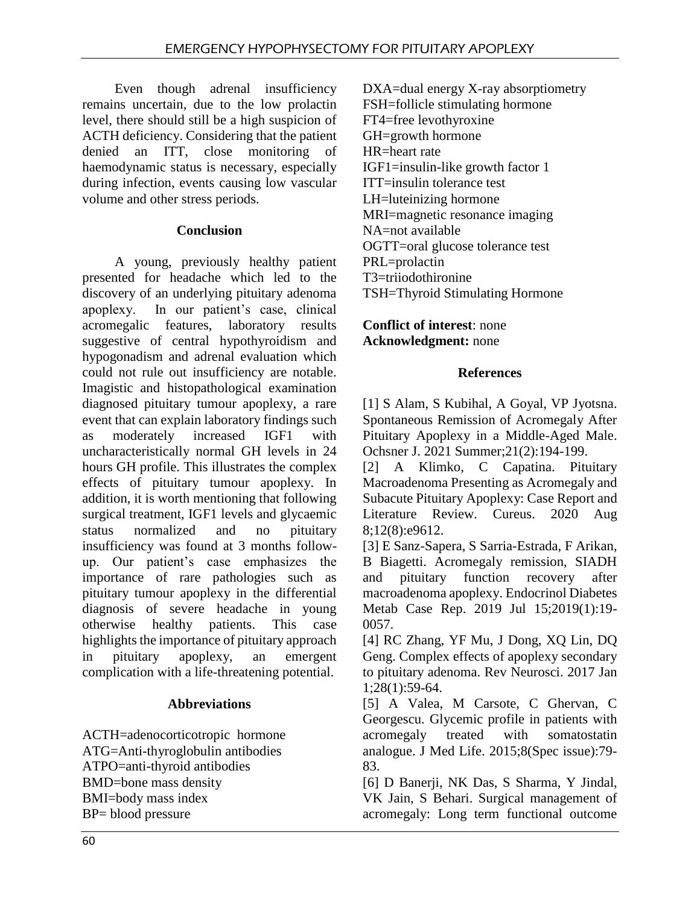Even though adrenal insufficiency remains uncertain, due to the low prolactin level, there should still be a high suspicion of ACTH deficiency. Considering that the patient denied an ITT, close monitoring of haemodynamic status is necessary, especially during infection, events causing low vascular volume and other stress periods.

## Conclusion

A young, previously healthy patient presented for headache which led to the discovery of an underlying pituitary adenoma apoplexy. In our patient's case, clinical acromegalic features, laboratory results suggestive of central hypothyroidism and hypogonadism and adrenal evaluation which could not rule out insufficiency are notable. Imagistic and histopathological examination diagnosed pituitary tumour apoplexy, a rare event that can explain laboratory findings such as moderately increased IGF1 with uncharacteristically normal GH levels in 24 hours GH profile. This illustrates the complex effects of pituitary tumour apoplexy. In addition, it is worth mentioning that following surgical treatment, IGF1 levels and glycaemic status normalized and no pituitary insufficiency was found at 3 months follow-up. Our patient's case emphasizes the importance of rare pathologies such as pituitary tumour apoplexy in the differential diagnosis of severe headache in young otherwise healthy patients. This case highlights the importance of pituitary approach in pituitary apoplexy, an emergent complication with a life-threatening potential.

## Abbreviations

ACTH=adenocorticotropic hormone
ATG=Anti-thyroglobulin antibodies
ATPO=anti-thyroid antibodies
BMD=bone mass density
BMI=body mass index
BP= blood pressure
DXA=dual energy X-ray absorptiometry
FSH=follicle stimulating hormone
FT4=free levothyroxine
GH=growth hormone
HR=heart rate
IGF1=insulin-like growth factor 1
ITT=insulin tolerance test
LH=luteinizing hormone
MRI=magnetic resonance imaging
NA=not available
OGTT=oral glucose tolerance test
PRL=prolactin
T3=triiodothironine
TSH=Thyroid Stimulating Hormone

**Conflict of interest**: none
**Acknowledgment:** none

## References

[1] S Alam, S Kubihal, A Goyal, VP Jyotsna. Spontaneous Remission of Acromegaly After Pituitary Apoplexy in a Middle-Aged Male. Ochsner J. 2021 Summer;21(2):194-199.

[2] A Klimko, C Capatina. Pituitary Macroadenoma Presenting as Acromegaly and Subacute Pituitary Apoplexy: Case Report and Literature Review. Cureus. 2020 Aug 8;12(8):e9612.

[3] E Sanz-Sapera, S Sarria-Estrada, F Arikan, B Biagetti. Acromegaly remission, SIADH and pituitary function recovery after macroadenoma apoplexy. Endocrinol Diabetes Metab Case Rep. 2019 Jul 15;2019(1):19-0057.

[4] RC Zhang, YF Mu, J Dong, XQ Lin, DQ Geng. Complex effects of apoplexy secondary to pituitary adenoma. Rev Neurosci. 2017 Jan 1;28(1):59-64.

[5] A Valea, M Carsote, C Ghervan, C Georgescu. Glycemic profile in patients with acromegaly treated with somatostatin analogue. J Med Life. 2015;8(Spec issue):79-83.

[6] D Banerji, NK Das, S Sharma, Y Jindal, VK Jain, S Behari. Surgical management of acromegaly: Long term functional outcome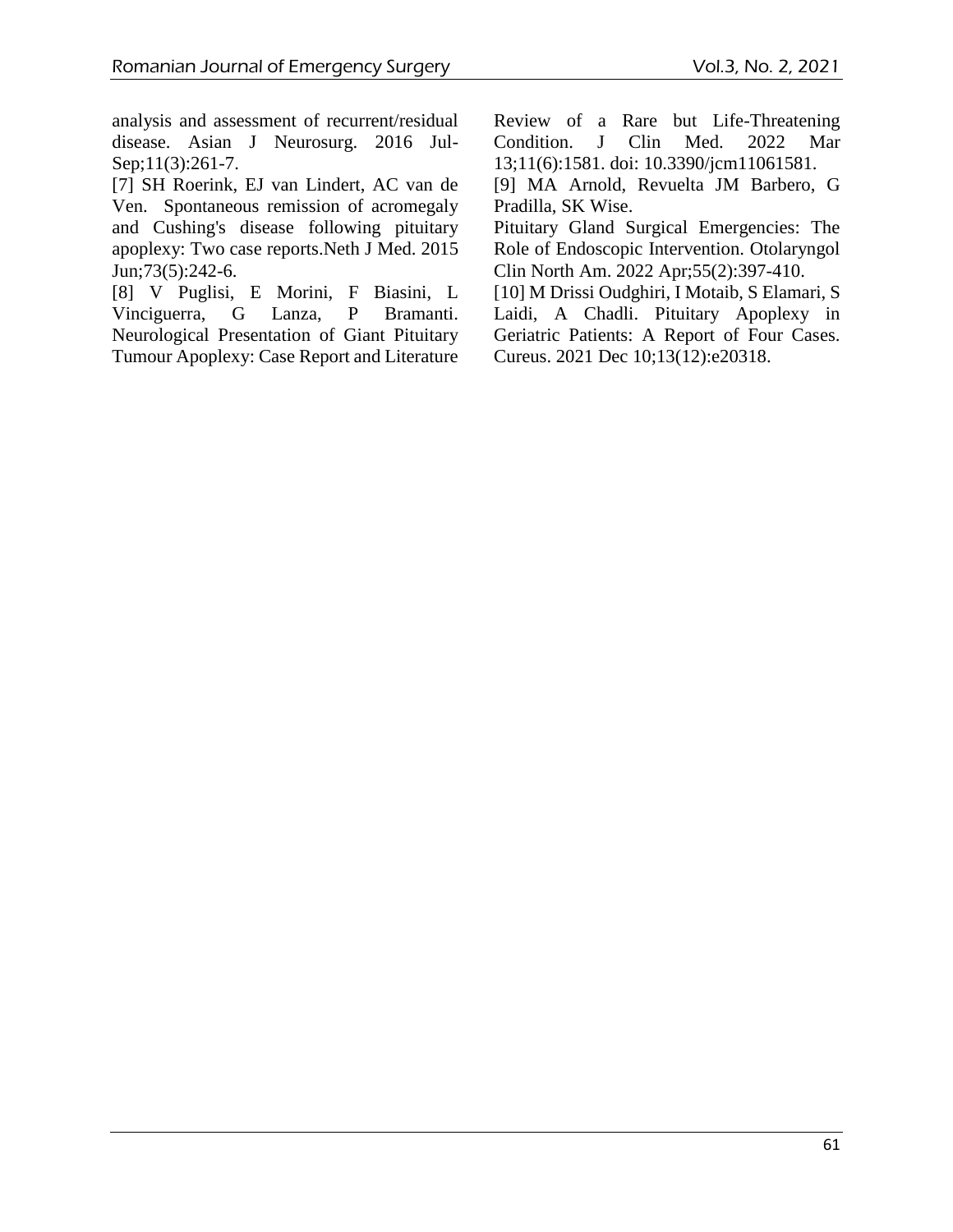analysis and assessment of recurrent/residual disease. Asian J Neurosurg. 2016 Jul-Sep;11(3):261-7.

[7] SH Roerink, EJ van Lindert, AC van de Ven. Spontaneous remission of acromegaly and Cushing's disease following pituitary apoplexy: Two case reports.Neth J Med. 2015 Jun;73(5):242-6.

[8] V Puglisi, E Morini, F Biasini, L Vinciguerra, G Lanza, P Bramanti. Neurological Presentation of Giant Pituitary Tumour Apoplexy: Case Report and Literature Review of a Rare but Life-Threatening Condition. J Clin Med. 2022 Mar 13;11(6):1581. doi: 10.3390/jcm11061581.

[9] MA Arnold, Revuelta JM Barbero, G Pradilla, SK Wise.
Pituitary Gland Surgical Emergencies: The Role of Endoscopic Intervention. Otolaryngol Clin North Am. 2022 Apr;55(2):397-410.

[10] M Drissi Oudghiri, I Motaib, S Elamari, S Laidi, A Chadli. Pituitary Apoplexy in Geriatric Patients: A Report of Four Cases. Cureus. 2021 Dec 10;13(12):e20318.